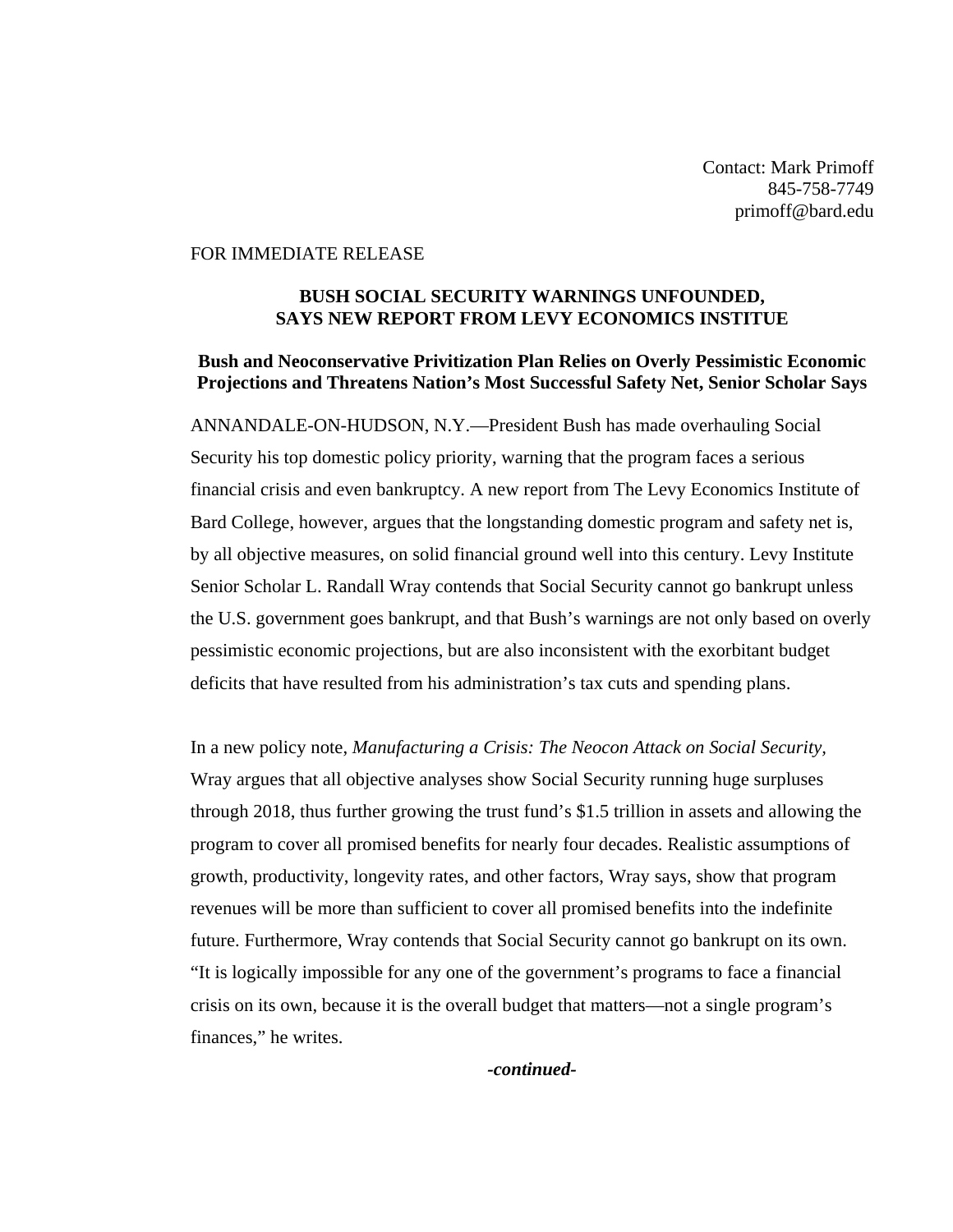Contact: Mark Primoff
845-758-7749
primoff@bard.edu

FOR IMMEDIATE RELEASE

**BUSH SOCIAL SECURITY WARNINGS UNFOUNDED, SAYS NEW REPORT FROM LEVY ECONOMICS INSTITUE**

**Bush and Neoconservative Privitization Plan Relies on Overly Pessimistic Economic Projections and Threatens Nation's Most Successful Safety Net, Senior Scholar Says**

ANNANDALE-ON-HUDSON, N.Y.—President Bush has made overhauling Social Security his top domestic policy priority, warning that the program faces a serious financial crisis and even bankruptcy. A new report from The Levy Economics Institute of Bard College, however, argues that the longstanding domestic program and safety net is, by all objective measures, on solid financial ground well into this century. Levy Institute Senior Scholar L. Randall Wray contends that Social Security cannot go bankrupt unless the U.S. government goes bankrupt, and that Bush's warnings are not only based on overly pessimistic economic projections, but are also inconsistent with the exorbitant budget deficits that have resulted from his administration's tax cuts and spending plans.

In a new policy note, *Manufacturing a Crisis: The Neocon Attack on Social Security,* Wray argues that all objective analyses show Social Security running huge surpluses through 2018, thus further growing the trust fund's $1.5 trillion in assets and allowing the program to cover all promised benefits for nearly four decades. Realistic assumptions of growth, productivity, longevity rates, and other factors, Wray says, show that program revenues will be more than sufficient to cover all promised benefits into the indefinite future. Furthermore, Wray contends that Social Security cannot go bankrupt on its own. "It is logically impossible for any one of the government's programs to face a financial crisis on its own, because it is the overall budget that matters—not a single program's finances," he writes.

***-continued-***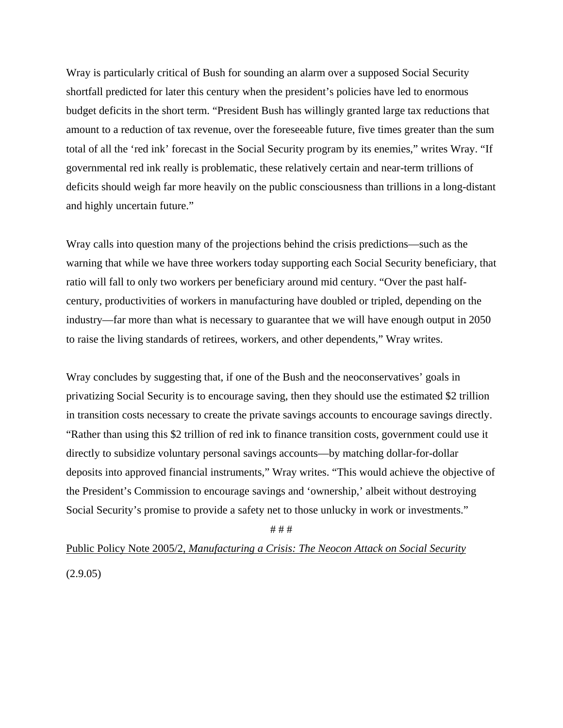Wray is particularly critical of Bush for sounding an alarm over a supposed Social Security shortfall predicted for later this century when the president's policies have led to enormous budget deficits in the short term. "President Bush has willingly granted large tax reductions that amount to a reduction of tax revenue, over the foreseeable future, five times greater than the sum total of all the 'red ink' forecast in the Social Security program by its enemies," writes Wray. "If governmental red ink really is problematic, these relatively certain and near-term trillions of deficits should weigh far more heavily on the public consciousness than trillions in a long-distant and highly uncertain future."

Wray calls into question many of the projections behind the crisis predictions—such as the warning that while we have three workers today supporting each Social Security beneficiary, that ratio will fall to only two workers per beneficiary around mid century. "Over the past half-century, productivities of workers in manufacturing have doubled or tripled, depending on the industry—far more than what is necessary to guarantee that we will have enough output in 2050 to raise the living standards of retirees, workers, and other dependents," Wray writes.

Wray concludes by suggesting that, if one of the Bush and the neoconservatives' goals in privatizing Social Security is to encourage saving, then they should use the estimated $2 trillion in transition costs necessary to create the private savings accounts to encourage savings directly. "Rather than using this $2 trillion of red ink to finance transition costs, government could use it directly to subsidize voluntary personal savings accounts—by matching dollar-for-dollar deposits into approved financial instruments," Wray writes. "This would achieve the objective of the President's Commission to encourage savings and 'ownership,' albeit without destroying Social Security's promise to provide a safety net to those unlucky in work or investments."

# # #

Public Policy Note 2005/2, *Manufacturing a Crisis: The Neocon Attack on Social Security*

(2.9.05)